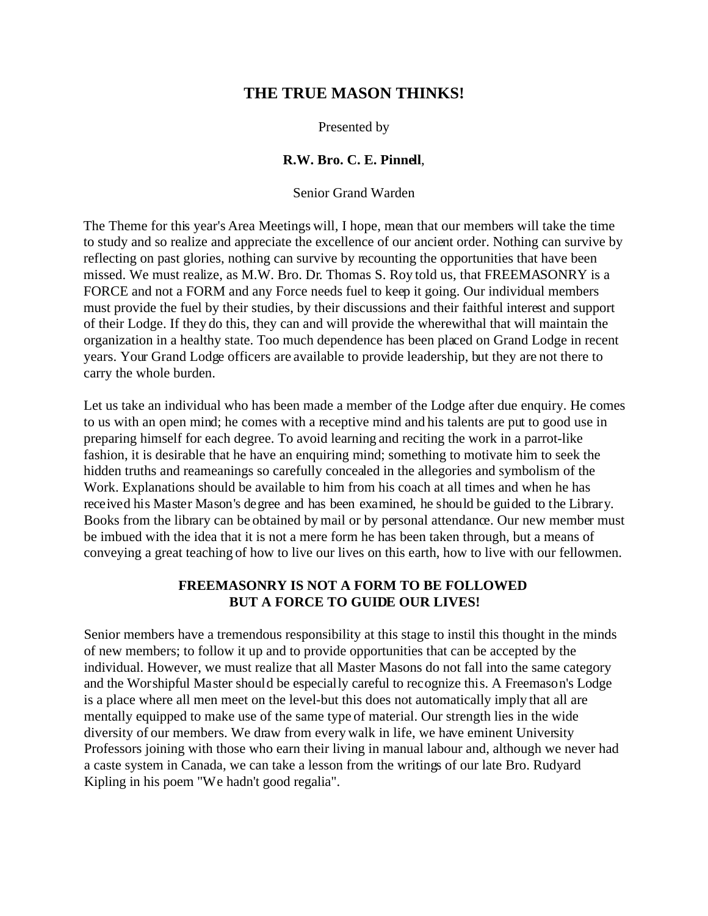# THE TRUE MASON THINKS!

Presented by

**R.W. Bro. C. E. Pinnell**,

Senior Grand Warden

The Theme for this year's Area Meetings will, I hope, mean that our members will take the time to study and so realize and appreciate the excellence of our ancient order. Nothing can survive by reflecting on past glories, nothing can survive by recounting the opportunities that have been missed. We must realize, as M.W. Bro. Dr. Thomas S. Roy told us, that FREEMASONRY is a FORCE and not a FORM and any Force needs fuel to keep it going. Our individual members must provide the fuel by their studies, by their discussions and their faithful interest and support of their Lodge. If they do this, they can and will provide the wherewithal that will maintain the organization in a healthy state. Too much dependence has been placed on Grand Lodge in recent years. Your Grand Lodge officers are available to provide leadership, but they are not there to carry the whole burden.

Let us take an individual who has been made a member of the Lodge after due enquiry. He comes to us with an open mind; he comes with a receptive mind and his talents are put to good use in preparing himself for each degree. To avoid learning and reciting the work in a parrot-like fashion, it is desirable that he have an enquiring mind; something to motivate him to seek the hidden truths and reameanings so carefully concealed in the allegories and symbolism of the Work. Explanations should be available to him from his coach at all times and when he has received his Master Mason's degree and has been examined, he should be guided to the Library. Books from the library can be obtained by mail or by personal attendance. Our new member must be imbued with the idea that it is not a mere form he has been taken through, but a means of conveying a great teaching of how to live our lives on this earth, how to live with our fellowmen.

**FREEMASONRY IS NOT A FORM TO BE FOLLOWED BUT A FORCE TO GUIDE OUR LIVES!**

Senior members have a tremendous responsibility at this stage to instil this thought in the minds of new members; to follow it up and to provide opportunities that can be accepted by the individual. However, we must realize that all Master Masons do not fall into the same category and the Worshipful Master should be especially careful to recognize this. A Freemason's Lodge is a place where all men meet on the level-but this does not automatically imply that all are mentally equipped to make use of the same type of material. Our strength lies in the wide diversity of our members. We draw from every walk in life, we have eminent University Professors joining with those who earn their living in manual labour and, although we never had a caste system in Canada, we can take a lesson from the writings of our late Bro. Rudyard Kipling in his poem "We hadn't good regalia".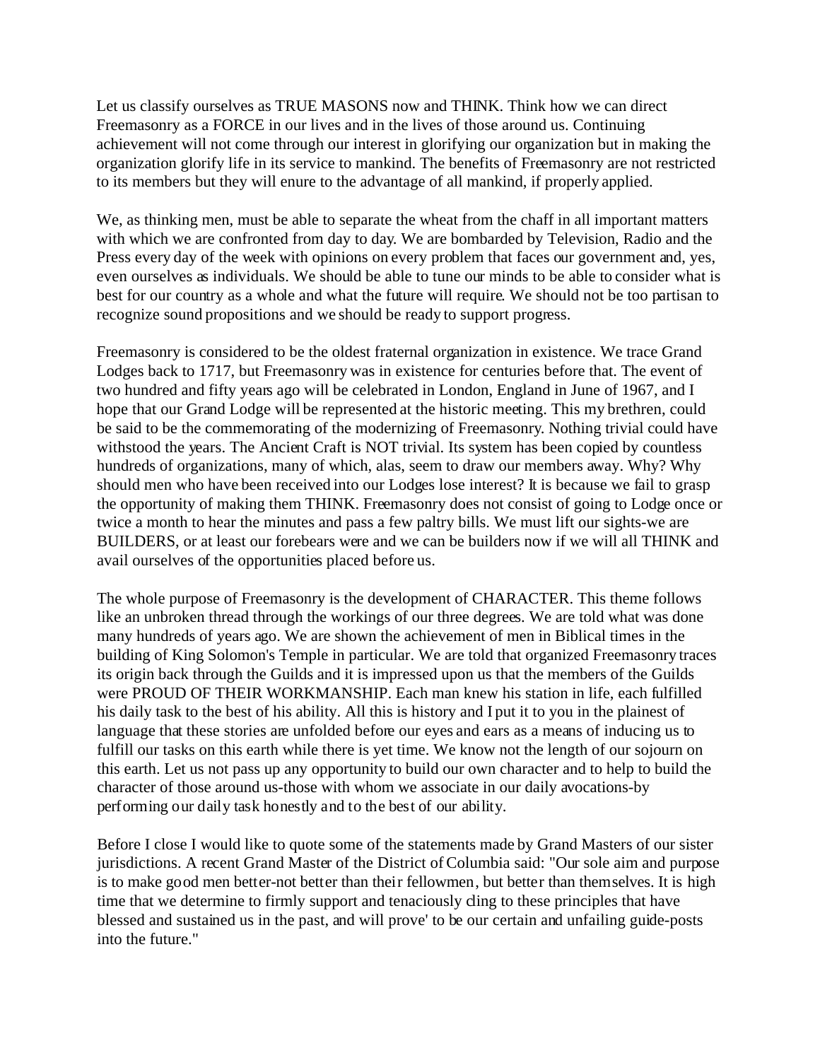Let us classify ourselves as TRUE MASONS now and THINK. Think how we can direct Freemasonry as a FORCE in our lives and in the lives of those around us. Continuing achievement will not come through our interest in glorifying our organization but in making the organization glorify life in its service to mankind. The benefits of Freemasonry are not restricted to its members but they will enure to the advantage of all mankind, if properly applied.

We, as thinking men, must be able to separate the wheat from the chaff in all important matters with which we are confronted from day to day. We are bombarded by Television, Radio and the Press every day of the week with opinions on every problem that faces our government and, yes, even ourselves as individuals. We should be able to tune our minds to be able to consider what is best for our country as a whole and what the future will require. We should not be too partisan to recognize sound propositions and we should be ready to support progress.

Freemasonry is considered to be the oldest fraternal organization in existence. We trace Grand Lodges back to 1717, but Freemasonry was in existence for centuries before that. The event of two hundred and fifty years ago will be celebrated in London, England in June of 1967, and I hope that our Grand Lodge will be represented at the historic meeting. This my brethren, could be said to be the commemorating of the modernizing of Freemasonry. Nothing trivial could have withstood the years. The Ancient Craft is NOT trivial. Its system has been copied by countless hundreds of organizations, many of which, alas, seem to draw our members away. Why? Why should men who have been received into our Lodges lose interest? It is because we fail to grasp the opportunity of making them THINK. Freemasonry does not consist of going to Lodge once or twice a month to hear the minutes and pass a few paltry bills. We must lift our sights-we are BUILDERS, or at least our forebears were and we can be builders now if we will all THINK and avail ourselves of the opportunities placed before us.

The whole purpose of Freemasonry is the development of CHARACTER. This theme follows like an unbroken thread through the workings of our three degrees. We are told what was done many hundreds of years ago. We are shown the achievement of men in Biblical times in the building of King Solomon's Temple in particular. We are told that organized Freemasonry traces its origin back through the Guilds and it is impressed upon us that the members of the Guilds were PROUD OF THEIR WORKMANSHIP. Each man knew his station in life, each fulfilled his daily task to the best of his ability. All this is history and I put it to you in the plainest of language that these stories are unfolded before our eyes and ears as a means of inducing us to fulfill our tasks on this earth while there is yet time. We know not the length of our sojourn on this earth. Let us not pass up any opportunity to build our own character and to help to build the character of those around us-those with whom we associate in our daily avocations-by performing our daily task honestly and to the best of our ability.

Before I close I would like to quote some of the statements made by Grand Masters of our sister jurisdictions. A recent Grand Master of the District of Columbia said: "Our sole aim and purpose is to make good men better-not better than their fellowmen, but better than themselves. It is high time that we determine to firmly support and tenaciously cling to these principles that have blessed and sustained us in the past, and will prove' to be our certain and unfailing guide-posts into the future."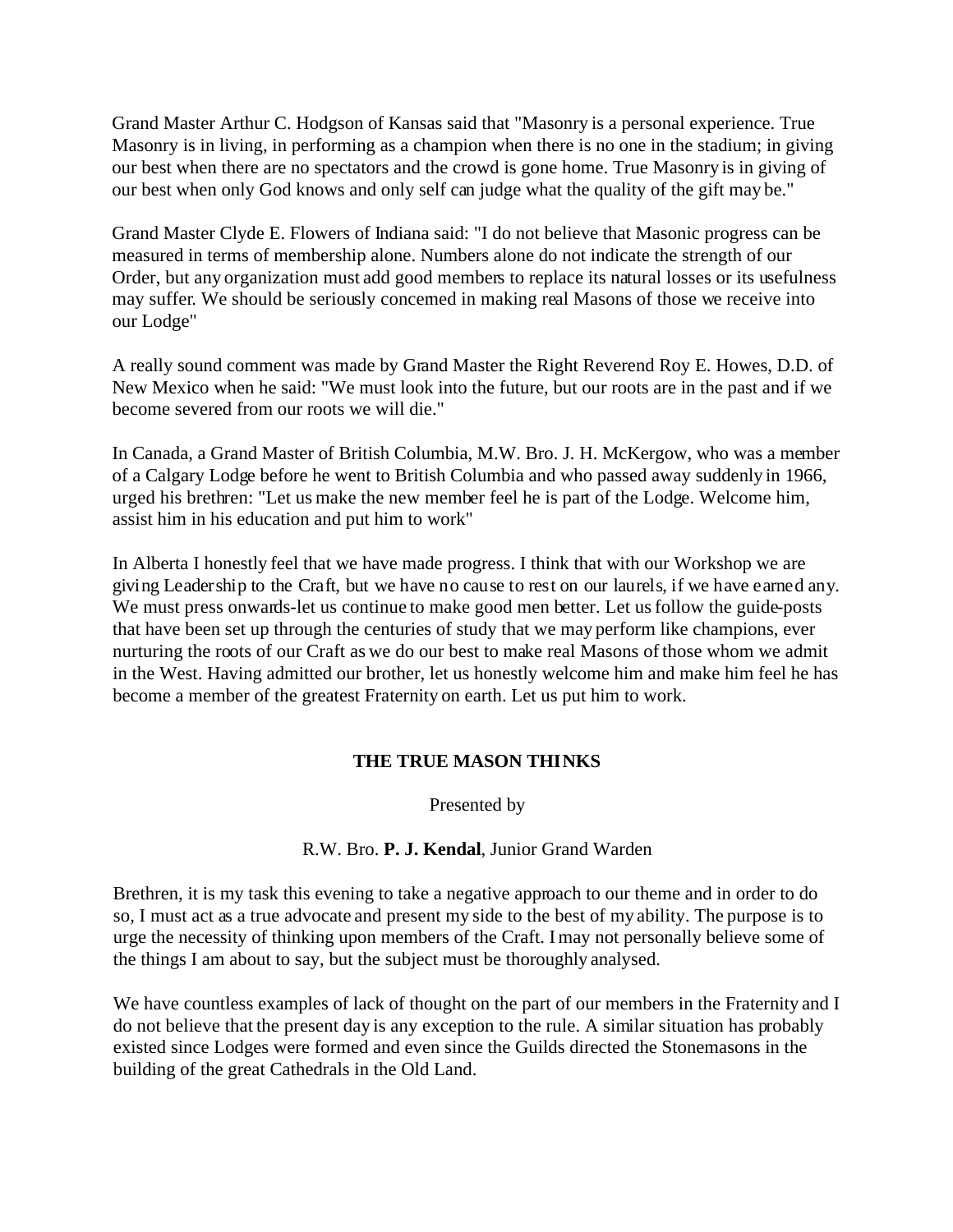Grand Master Arthur C. Hodgson of Kansas said that "Masonry is a personal experience. True Masonry is in living, in performing as a champion when there is no one in the stadium; in giving our best when there are no spectators and the crowd is gone home. True Masonry is in giving of our best when only God knows and only self can judge what the quality of the gift may be."

Grand Master Clyde E. Flowers of Indiana said: "I do not believe that Masonic progress can be measured in terms of membership alone. Numbers alone do not indicate the strength of our Order, but any organization must add good members to replace its natural losses or its usefulness may suffer. We should be seriously concerned in making real Masons of those we receive into our Lodge"

A really sound comment was made by Grand Master the Right Reverend Roy E. Howes, D.D. of New Mexico when he said: "We must look into the future, but our roots are in the past and if we become severed from our roots we will die."

In Canada, a Grand Master of British Columbia, M.W. Bro. J. H. McKergow, who was a member of a Calgary Lodge before he went to British Columbia and who passed away suddenly in 1966, urged his brethren: "Let us make the new member feel he is part of the Lodge. Welcome him, assist him in his education and put him to work"

In Alberta I honestly feel that we have made progress. I think that with our Workshop we are giving Leadership to the Craft, but we have no cause to rest on our laurels, if we have earned any. We must press onwards-let us continue to make good men better. Let us follow the guide-posts that have been set up through the centuries of study that we may perform like champions, ever nurturing the roots of our Craft as we do our best to make real Masons of those whom we admit in the West. Having admitted our brother, let us honestly welcome him and make him feel he has become a member of the greatest Fraternity on earth. Let us put him to work.

## THE TRUE MASON THINKS

Presented by

R.W. Bro. **P. J. Kendal**, Junior Grand Warden

Brethren, it is my task this evening to take a negative approach to our theme and in order to do so, I must act as a true advocate and present my side to the best of my ability. The purpose is to urge the necessity of thinking upon members of the Craft. I may not personally believe some of the things I am about to say, but the subject must be thoroughly analysed.

We have countless examples of lack of thought on the part of our members in the Fraternity and I do not believe that the present day is any exception to the rule. A similar situation has probably existed since Lodges were formed and even since the Guilds directed the Stonemasons in the building of the great Cathedrals in the Old Land.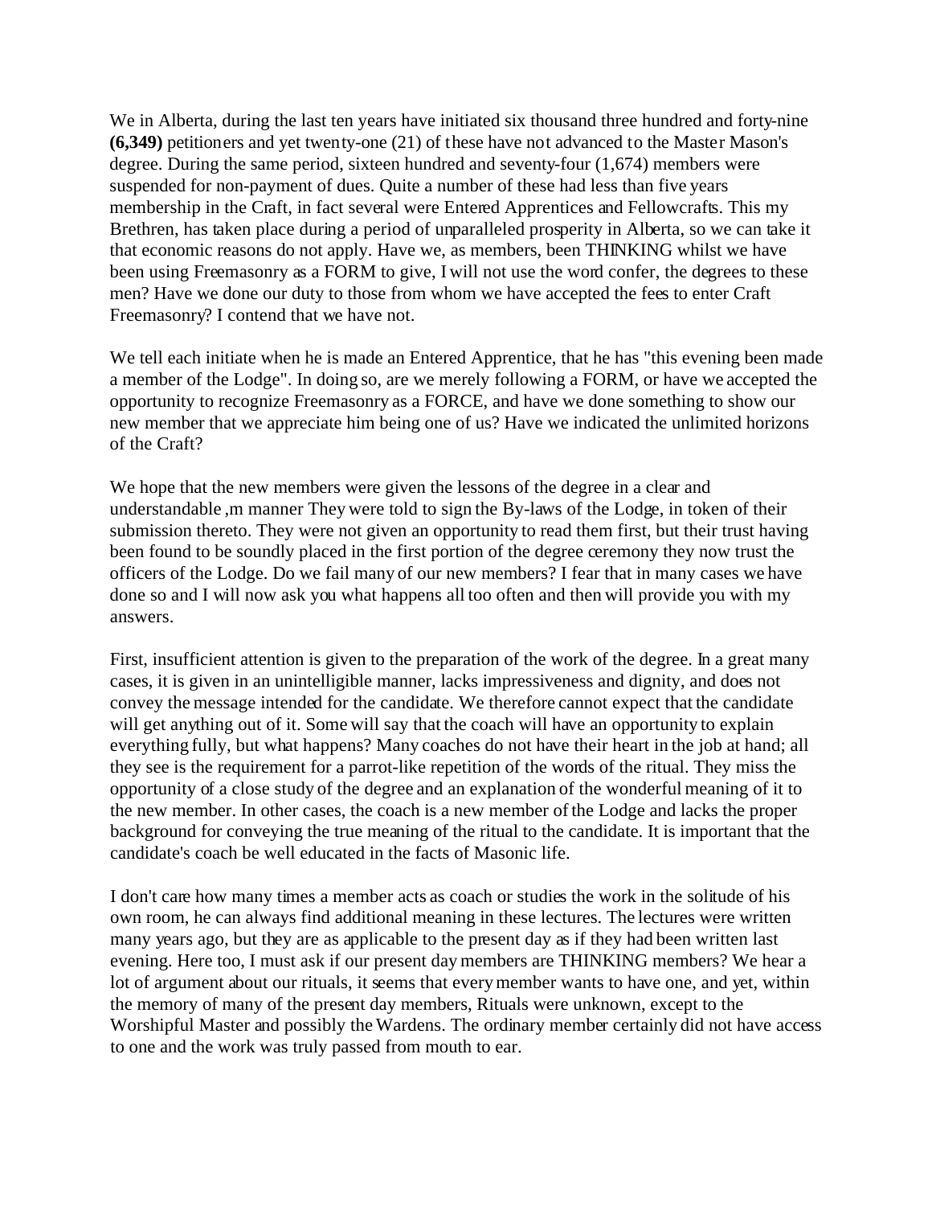We in Alberta, during the last ten years have initiated six thousand three hundred and forty-nine **(6,349)** petitioners and yet twenty-one (21) of these have not advanced to the Master Mason's degree. During the same period, sixteen hundred and seventy-four (1,674) members were suspended for non-payment of dues. Quite a number of these had less than five years membership in the Craft, in fact several were Entered Apprentices and Fellowcrafts. This my Brethren, has taken place during a period of unparalleled prosperity in Alberta, so we can take it that economic reasons do not apply. Have we, as members, been THINKING whilst we have been using Freemasonry as a FORM to give, I will not use the word confer, the degrees to these men? Have we done our duty to those from whom we have accepted the fees to enter Craft Freemasonry? I contend that we have not.

We tell each initiate when he is made an Entered Apprentice, that he has "this evening been made a member of the Lodge". In doing so, are we merely following a FORM, or have we accepted the opportunity to recognize Freemasonry as a FORCE, and have we done something to show our new member that we appreciate him being one of us? Have we indicated the unlimited horizons of the Craft?

We hope that the new members were given the lessons of the degree in a clear and understandable ,m manner They were told to sign the By-laws of the Lodge, in token of their submission thereto. They were not given an opportunity to read them first, but their trust having been found to be soundly placed in the first portion of the degree ceremony they now trust the officers of the Lodge. Do we fail many of our new members? I fear that in many cases we have done so and I will now ask you what happens all too often and then will provide you with my answers.

First, insufficient attention is given to the preparation of the work of the degree. In a great many cases, it is given in an unintelligible manner, lacks impressiveness and dignity, and does not convey the message intended for the candidate. We therefore cannot expect that the candidate will get anything out of it. Some will say that the coach will have an opportunity to explain everything fully, but what happens? Many coaches do not have their heart in the job at hand; all they see is the requirement for a parrot-like repetition of the words of the ritual. They miss the opportunity of a close study of the degree and an explanation of the wonderful meaning of it to the new member. In other cases, the coach is a new member of the Lodge and lacks the proper background for conveying the true meaning of the ritual to the candidate. It is important that the candidate's coach be well educated in the facts of Masonic life.

I don't care how many times a member acts as coach or studies the work in the solitude of his own room, he can always find additional meaning in these lectures. The lectures were written many years ago, but they are as applicable to the present day as if they had been written last evening. Here too, I must ask if our present day members are THINKING members? We hear a lot of argument about our rituals, it seems that every member wants to have one, and yet, within the memory of many of the present day members, Rituals were unknown, except to the Worshipful Master and possibly the Wardens. The ordinary member certainly did not have access to one and the work was truly passed from mouth to ear.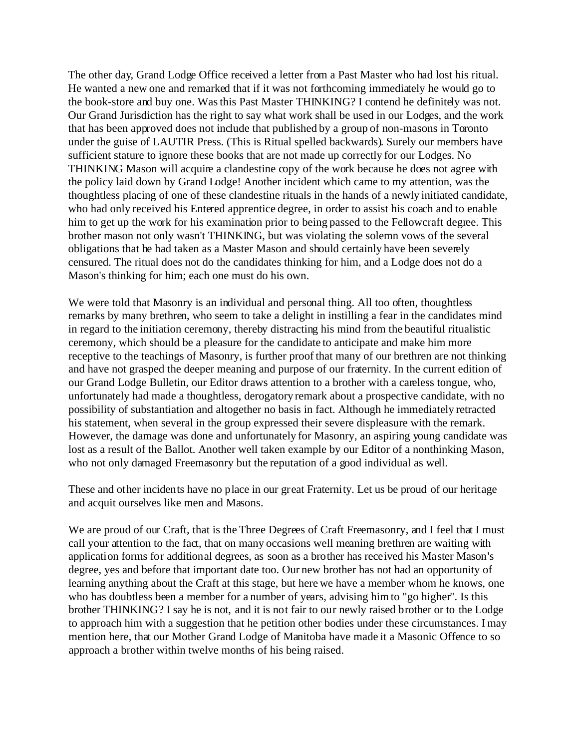The other day, Grand Lodge Office received a letter from a Past Master who had lost his ritual. He wanted a new one and remarked that if it was not forthcoming immediately he would go to the book-store and buy one. Was this Past Master THINKING? I contend he definitely was not. Our Grand Jurisdiction has the right to say what work shall be used in our Lodges, and the work that has been approved does not include that published by a group of non-masons in Toronto under the guise of LAUTIR Press. (This is Ritual spelled backwards). Surely our members have sufficient stature to ignore these books that are not made up correctly for our Lodges. No THINKING Mason will acquire a clandestine copy of the work because he does not agree with the policy laid down by Grand Lodge! Another incident which came to my attention, was the thoughtless placing of one of these clandestine rituals in the hands of a newly initiated candidate, who had only received his Entered apprentice degree, in order to assist his coach and to enable him to get up the work for his examination prior to being passed to the Fellowcraft degree. This brother mason not only wasn't THINKING, but was violating the solemn vows of the several obligations that he had taken as a Master Mason and should certainly have been severely censured. The ritual does not do the candidates thinking for him, and a Lodge does not do a Mason's thinking for him; each one must do his own.

We were told that Masonry is an individual and personal thing. All too often, thoughtless remarks by many brethren, who seem to take a delight in instilling a fear in the candidates mind in regard to the initiation ceremony, thereby distracting his mind from the beautiful ritualistic ceremony, which should be a pleasure for the candidate to anticipate and make him more receptive to the teachings of Masonry, is further proof that many of our brethren are not thinking and have not grasped the deeper meaning and purpose of our fraternity. In the current edition of our Grand Lodge Bulletin, our Editor draws attention to a brother with a careless tongue, who, unfortunately had made a thoughtless, derogatory remark about a prospective candidate, with no possibility of substantiation and altogether no basis in fact. Although he immediately retracted his statement, when several in the group expressed their severe displeasure with the remark. However, the damage was done and unfortunately for Masonry, an aspiring young candidate was lost as a result of the Ballot. Another well taken example by our Editor of a nonthinking Mason, who not only damaged Freemasonry but the reputation of a good individual as well.

These and other incidents have no place in our great Fraternity. Let us be proud of our heritage and acquit ourselves like men and Masons.

We are proud of our Craft, that is the Three Degrees of Craft Freemasonry, and I feel that I must call your attention to the fact, that on many occasions well meaning brethren are waiting with application forms for additional degrees, as soon as a brother has received his Master Mason's degree, yes and before that important date too. Our new brother has not had an opportunity of learning anything about the Craft at this stage, but here we have a member whom he knows, one who has doubtless been a member for a number of years, advising him to "go higher". Is this brother THINKING? I say he is not, and it is not fair to our newly raised brother or to the Lodge to approach him with a suggestion that he petition other bodies under these circumstances. I may mention here, that our Mother Grand Lodge of Manitoba have made it a Masonic Offence to so approach a brother within twelve months of his being raised.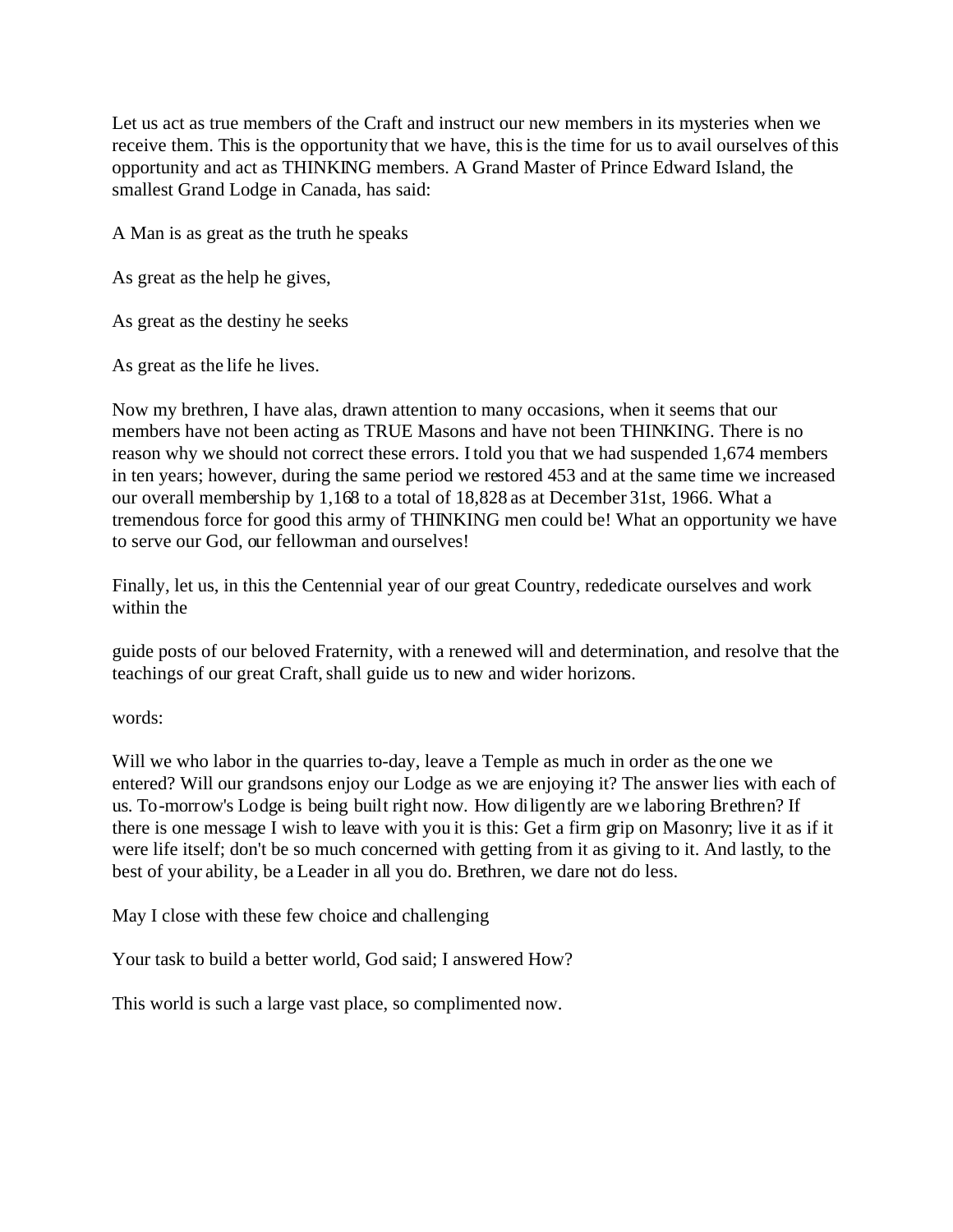Let us act as true members of the Craft and instruct our new members in its mysteries when we receive them. This is the opportunity that we have, this is the time for us to avail ourselves of this opportunity and act as THINKING members. A Grand Master of Prince Edward Island, the smallest Grand Lodge in Canada, has said:

A Man is as great as the truth he speaks

As great as the help he gives,

As great as the destiny he seeks

As great as the life he lives.

Now my brethren, I have alas, drawn attention to many occasions, when it seems that our members have not been acting as TRUE Masons and have not been THINKING. There is no reason why we should not correct these errors. I told you that we had suspended 1,674 members in ten years; however, during the same period we restored 453 and at the same time we increased our overall membership by 1,168 to a total of 18,828 as at December 31st, 1966. What a tremendous force for good this army of THINKING men could be! What an opportunity we have to serve our God, our fellowman and ourselves!

Finally, let us, in this the Centennial year of our great Country, rededicate ourselves and work within the

guide posts of our beloved Fraternity, with a renewed will and determination, and resolve that the teachings of our great Craft, shall guide us to new and wider horizons.

words:

Will we who labor in the quarries to-day, leave a Temple as much in order as the one we entered? Will our grandsons enjoy our Lodge as we are enjoying it? The answer lies with each of us. To-morrow's Lodge is being built right now. How diligently are we laboring Brethren? If there is one message I wish to leave with you it is this: Get a firm grip on Masonry; live it as if it were life itself; don't be so much concerned with getting from it as giving to it. And lastly, to the best of your ability, be a Leader in all you do. Brethren, we dare not do less.

May I close with these few choice and challenging

Your task to build a better world, God said; I answered How?

This world is such a large vast place, so complimented now.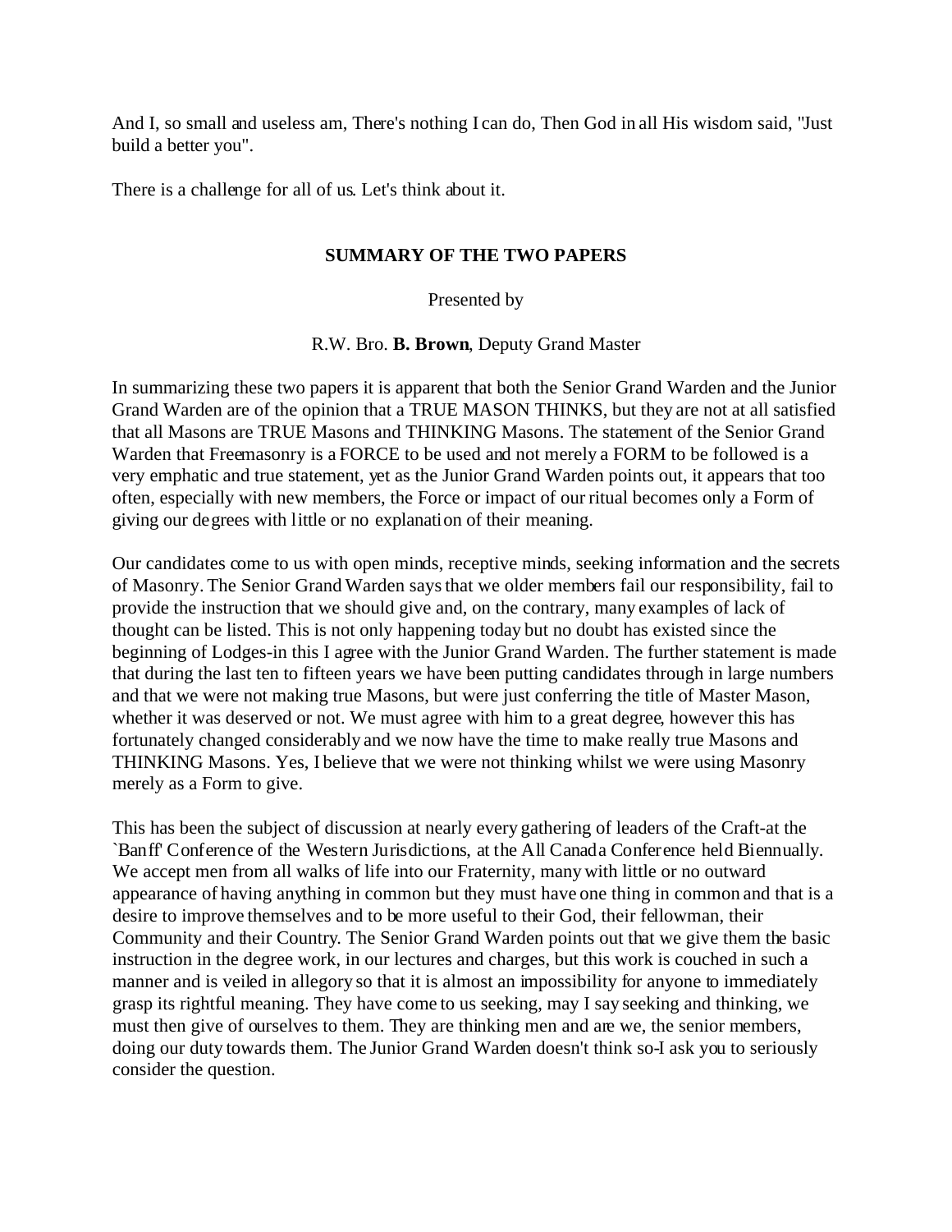And I, so small and useless am, There's nothing I can do, Then God in all His wisdom said, "Just build a better you".

There is a challenge for all of us. Let's think about it.

## SUMMARY OF THE TWO PAPERS

Presented by

R.W. Bro. **B. Brown**, Deputy Grand Master

In summarizing these two papers it is apparent that both the Senior Grand Warden and the Junior Grand Warden are of the opinion that a TRUE MASON THINKS, but they are not at all satisfied that all Masons are TRUE Masons and THINKING Masons. The statement of the Senior Grand Warden that Freemasonry is a FORCE to be used and not merely a FORM to be followed is a very emphatic and true statement, yet as the Junior Grand Warden points out, it appears that too often, especially with new members, the Force or impact of our ritual becomes only a Form of giving our degrees with little or no explanation of their meaning.

Our candidates come to us with open minds, receptive minds, seeking information and the secrets of Masonry. The Senior Grand Warden says that we older members fail our responsibility, fail to provide the instruction that we should give and, on the contrary, many examples of lack of thought can be listed. This is not only happening today but no doubt has existed since the beginning of Lodges-in this I agree with the Junior Grand Warden. The further statement is made that during the last ten to fifteen years we have been putting candidates through in large numbers and that we were not making true Masons, but were just conferring the title of Master Mason, whether it was deserved or not. We must agree with him to a great degree, however this has fortunately changed considerably and we now have the time to make really true Masons and THINKING Masons. Yes, I believe that we were not thinking whilst we were using Masonry merely as a Form to give.

This has been the subject of discussion at nearly every gathering of leaders of the Craft-at the `Banff' Conference of the Western Jurisdictions, at the All Canada Conference held Biennually. We accept men from all walks of life into our Fraternity, many with little or no outward appearance of having anything in common but they must have one thing in common and that is a desire to improve themselves and to be more useful to their God, their fellowman, their Community and their Country. The Senior Grand Warden points out that we give them the basic instruction in the degree work, in our lectures and charges, but this work is couched in such a manner and is veiled in allegory so that it is almost an impossibility for anyone to immediately grasp its rightful meaning. They have come to us seeking, may I say seeking and thinking, we must then give of ourselves to them. They are thinking men and are we, the senior members, doing our duty towards them. The Junior Grand Warden doesn't think so-I ask you to seriously consider the question.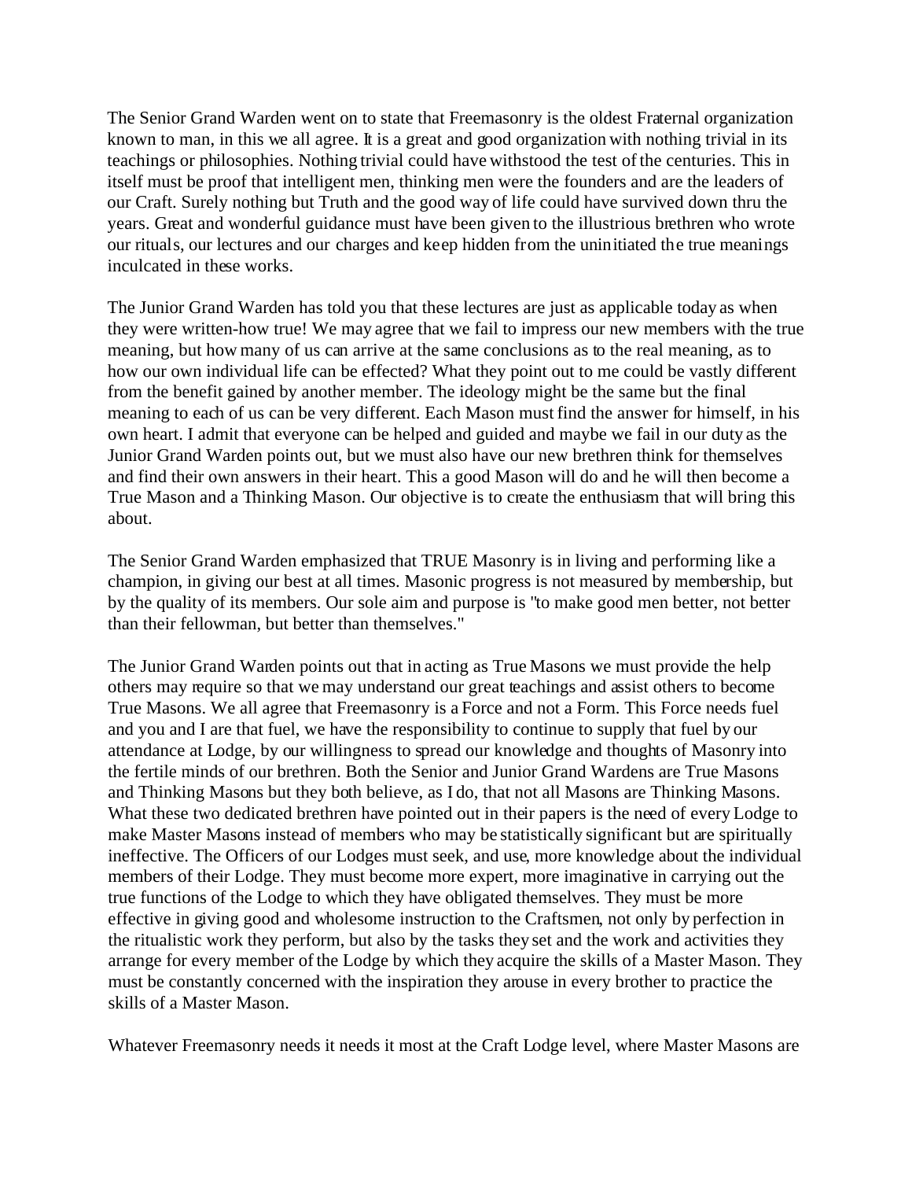The Senior Grand Warden went on to state that Freemasonry is the oldest Fraternal organization known to man, in this we all agree. It is a great and good organization with nothing trivial in its teachings or philosophies. Nothing trivial could have withstood the test of the centuries. This in itself must be proof that intelligent men, thinking men were the founders and are the leaders of our Craft. Surely nothing but Truth and the good way of life could have survived down thru the years. Great and wonderful guidance must have been given to the illustrious brethren who wrote our rituals, our lectures and our charges and keep hidden from the uninitiated the true meanings inculcated in these works.

The Junior Grand Warden has told you that these lectures are just as applicable today as when they were written-how true! We may agree that we fail to impress our new members with the true meaning, but how many of us can arrive at the same conclusions as to the real meaning, as to how our own individual life can be effected? What they point out to me could be vastly different from the benefit gained by another member. The ideology might be the same but the final meaning to each of us can be very different. Each Mason must find the answer for himself, in his own heart. I admit that everyone can be helped and guided and maybe we fail in our duty as the Junior Grand Warden points out, but we must also have our new brethren think for themselves and find their own answers in their heart. This a good Mason will do and he will then become a True Mason and a Thinking Mason. Our objective is to create the enthusiasm that will bring this about.

The Senior Grand Warden emphasized that TRUE Masonry is in living and performing like a champion, in giving our best at all times. Masonic progress is not measured by membership, but by the quality of its members. Our sole aim and purpose is "to make good men better, not better than their fellowman, but better than themselves."

The Junior Grand Warden points out that in acting as True Masons we must provide the help others may require so that we may understand our great teachings and assist others to become True Masons. We all agree that Freemasonry is a Force and not a Form. This Force needs fuel and you and I are that fuel, we have the responsibility to continue to supply that fuel by our attendance at Lodge, by our willingness to spread our knowledge and thoughts of Masonry into the fertile minds of our brethren. Both the Senior and Junior Grand Wardens are True Masons and Thinking Masons but they both believe, as I do, that not all Masons are Thinking Masons. What these two dedicated brethren have pointed out in their papers is the need of every Lodge to make Master Masons instead of members who may be statistically significant but are spiritually ineffective. The Officers of our Lodges must seek, and use, more knowledge about the individual members of their Lodge. They must become more expert, more imaginative in carrying out the true functions of the Lodge to which they have obligated themselves. They must be more effective in giving good and wholesome instruction to the Craftsmen, not only by perfection in the ritualistic work they perform, but also by the tasks they set and the work and activities they arrange for every member of the Lodge by which they acquire the skills of a Master Mason. They must be constantly concerned with the inspiration they arouse in every brother to practice the skills of a Master Mason.

Whatever Freemasonry needs it needs it most at the Craft Lodge level, where Master Masons are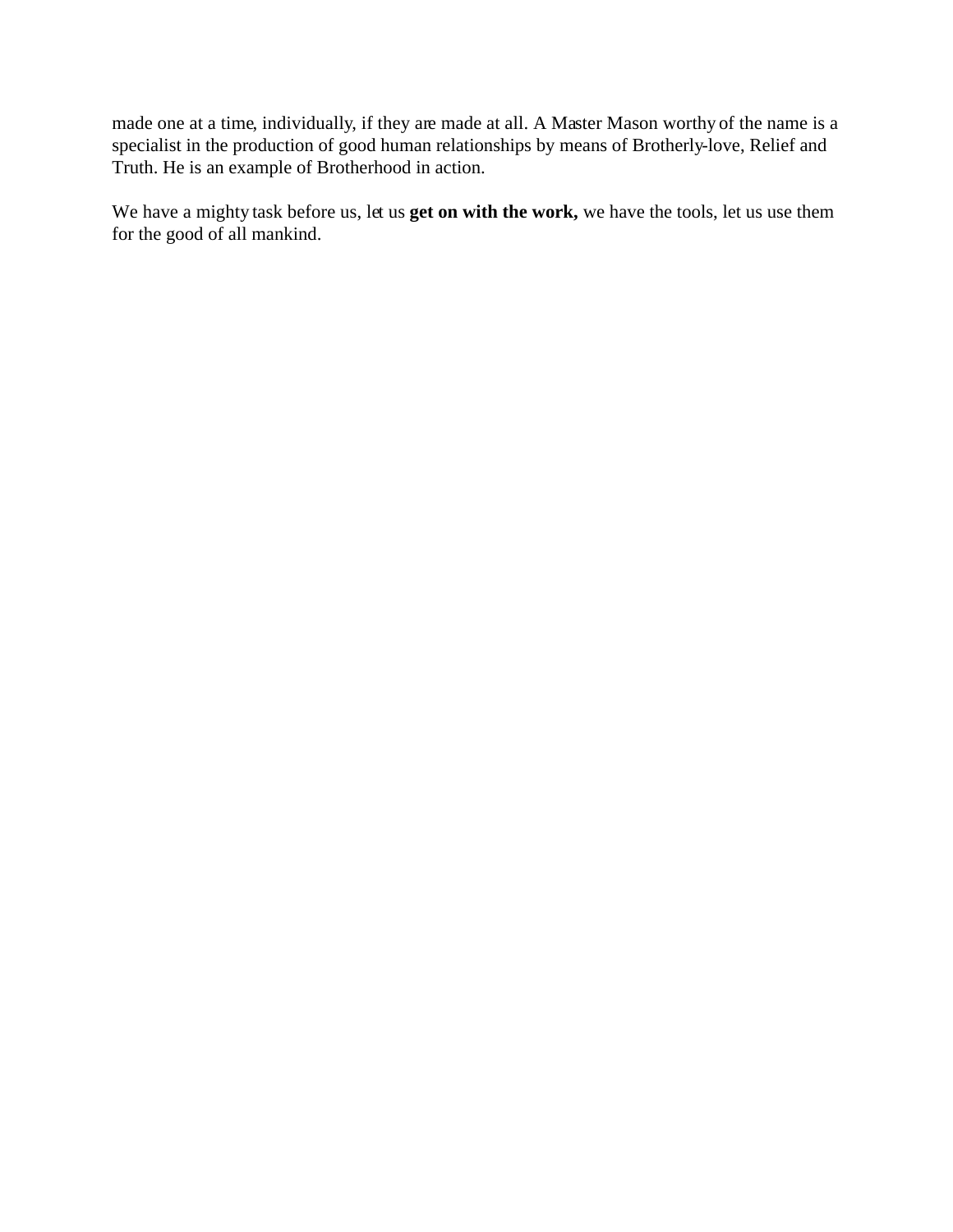made one at a time, individually, if they are made at all. A Master Mason worthy of the name is a specialist in the production of good human relationships by means of Brotherly-love, Relief and Truth. He is an example of Brotherhood in action.

We have a mighty task before us, let us **get on with the work,** we have the tools, let us use them for the good of all mankind.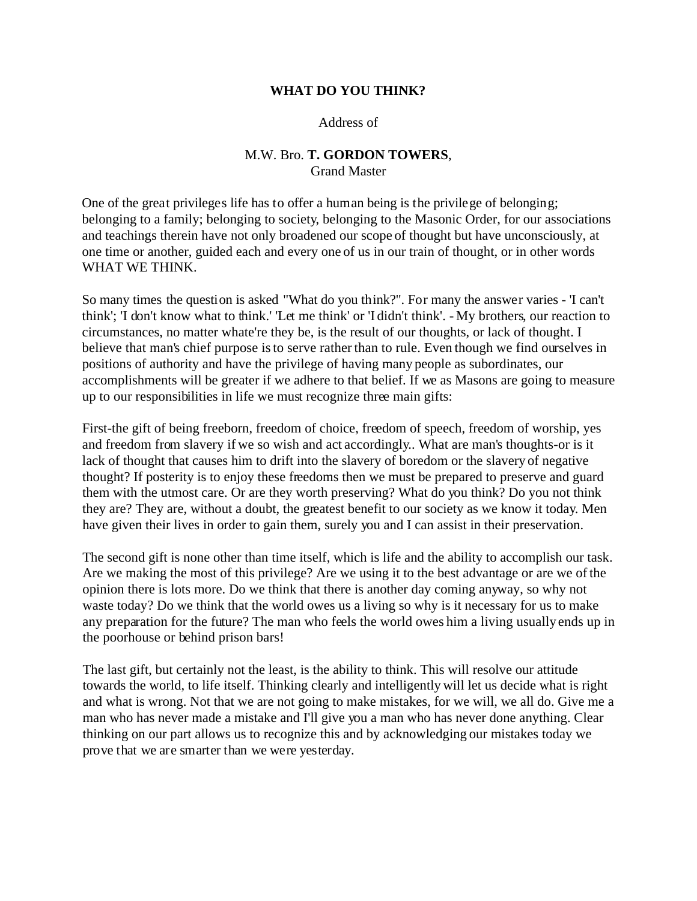## WHAT DO YOU THINK?

Address of

M.W. Bro. **T. GORDON TOWERS**,
Grand Master

One of the great privileges life has to offer a human being is the privilege of belonging; belonging to a family; belonging to society, belonging to the Masonic Order, for our associations and teachings therein have not only broadened our scope of thought but have unconsciously, at one time or another, guided each and every one of us in our train of thought, or in other words WHAT WE THINK.

So many times the question is asked "What do you think?". For many the answer varies - 'I can't think'; 'I don't know what to think.' 'Let me think' or 'I didn't think'. - My brothers, our reaction to circumstances, no matter whate're they be, is the result of our thoughts, or lack of thought. I believe that man's chief purpose is to serve rather than to rule. Even though we find ourselves in positions of authority and have the privilege of having many people as subordinates, our accomplishments will be greater if we adhere to that belief. If we as Masons are going to measure up to our responsibilities in life we must recognize three main gifts:

First-the gift of being freeborn, freedom of choice, freedom of speech, freedom of worship, yes and freedom from slavery if we so wish and act accordingly.. What are man's thoughts-or is it lack of thought that causes him to drift into the slavery of boredom or the slavery of negative thought? If posterity is to enjoy these freedoms then we must be prepared to preserve and guard them with the utmost care. Or are they worth preserving? What do you think? Do you not think they are? They are, without a doubt, the greatest benefit to our society as we know it today. Men have given their lives in order to gain them, surely you and I can assist in their preservation.

The second gift is none other than time itself, which is life and the ability to accomplish our task. Are we making the most of this privilege? Are we using it to the best advantage or are we of the opinion there is lots more. Do we think that there is another day coming anyway, so why not waste today? Do we think that the world owes us a living so why is it necessary for us to make any preparation for the future? The man who feels the world owes him a living usually ends up in the poorhouse or behind prison bars!

The last gift, but certainly not the least, is the ability to think. This will resolve our attitude towards the world, to life itself. Thinking clearly and intelligently will let us decide what is right and what is wrong. Not that we are not going to make mistakes, for we will, we all do. Give me a man who has never made a mistake and I'll give you a man who has never done anything. Clear thinking on our part allows us to recognize this and by acknowledging our mistakes today we prove that we are smarter than we were yesterday.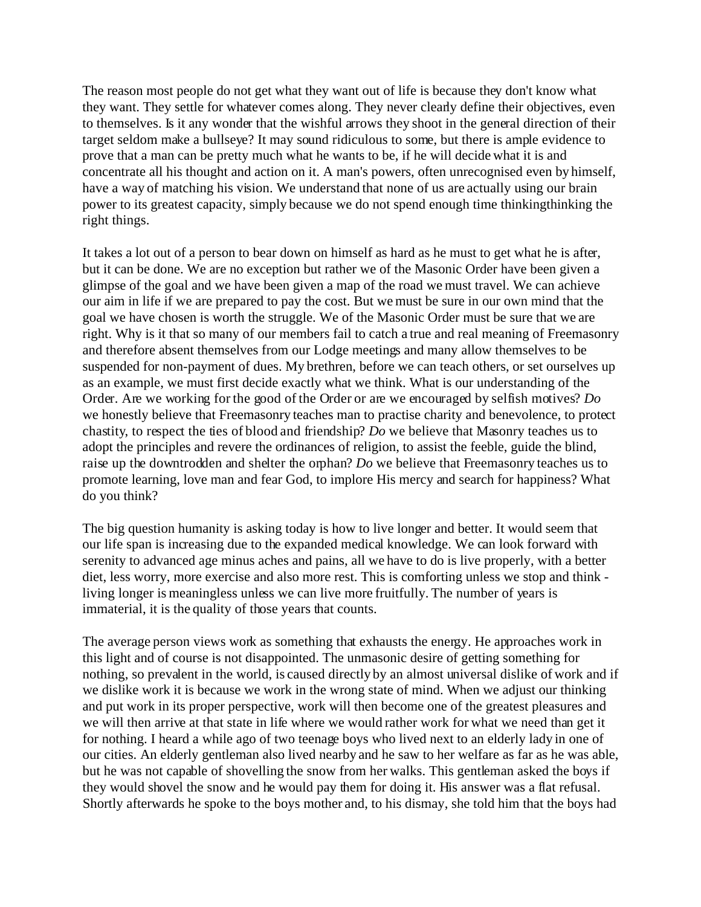The reason most people do not get what they want out of life is because they don't know what they want. They settle for whatever comes along. They never clearly define their objectives, even to themselves. Is it any wonder that the wishful arrows they shoot in the general direction of their target seldom make a bullseye? It may sound ridiculous to some, but there is ample evidence to prove that a man can be pretty much what he wants to be, if he will decide what it is and concentrate all his thought and action on it. A man's powers, often unrecognised even by himself, have a way of matching his vision. We understand that none of us are actually using our brain power to its greatest capacity, simply because we do not spend enough time thinkingthinking the right things.

It takes a lot out of a person to bear down on himself as hard as he must to get what he is after, but it can be done. We are no exception but rather we of the Masonic Order have been given a glimpse of the goal and we have been given a map of the road we must travel. We can achieve our aim in life if we are prepared to pay the cost. But we must be sure in our own mind that the goal we have chosen is worth the struggle. We of the Masonic Order must be sure that we are right. Why is it that so many of our members fail to catch a true and real meaning of Freemasonry and therefore absent themselves from our Lodge meetings and many allow themselves to be suspended for non-payment of dues. My brethren, before we can teach others, or set ourselves up as an example, we must first decide exactly what we think. What is our understanding of the Order. Are we working for the good of the Order or are we encouraged by selfish motives? *Do* we honestly believe that Freemasonry teaches man to practise charity and benevolence, to protect chastity, to respect the ties of blood and friendship? *Do* we believe that Masonry teaches us to adopt the principles and revere the ordinances of religion, to assist the feeble, guide the blind, raise up the downtrodden and shelter the orphan? *Do* we believe that Freemasonry teaches us to promote learning, love man and fear God, to implore His mercy and search for happiness? What do you think?

The big question humanity is asking today is how to live longer and better. It would seem that our life span is increasing due to the expanded medical knowledge. We can look forward with serenity to advanced age minus aches and pains, all we have to do is live properly, with a better diet, less worry, more exercise and also more rest. This is comforting unless we stop and think - living longer is meaningless unless we can live more fruitfully. The number of years is immaterial, it is the quality of those years that counts.

The average person views work as something that exhausts the energy. He approaches work in this light and of course is not disappointed. The unmasonic desire of getting something for nothing, so prevalent in the world, is caused directly by an almost universal dislike of work and if we dislike work it is because we work in the wrong state of mind. When we adjust our thinking and put work in its proper perspective, work will then become one of the greatest pleasures and we will then arrive at that state in life where we would rather work for what we need than get it for nothing. I heard a while ago of two teenage boys who lived next to an elderly lady in one of our cities. An elderly gentleman also lived nearby and he saw to her welfare as far as he was able, but he was not capable of shovelling the snow from her walks. This gentleman asked the boys if they would shovel the snow and he would pay them for doing it. His answer was a flat refusal. Shortly afterwards he spoke to the boys mother and, to his dismay, she told him that the boys had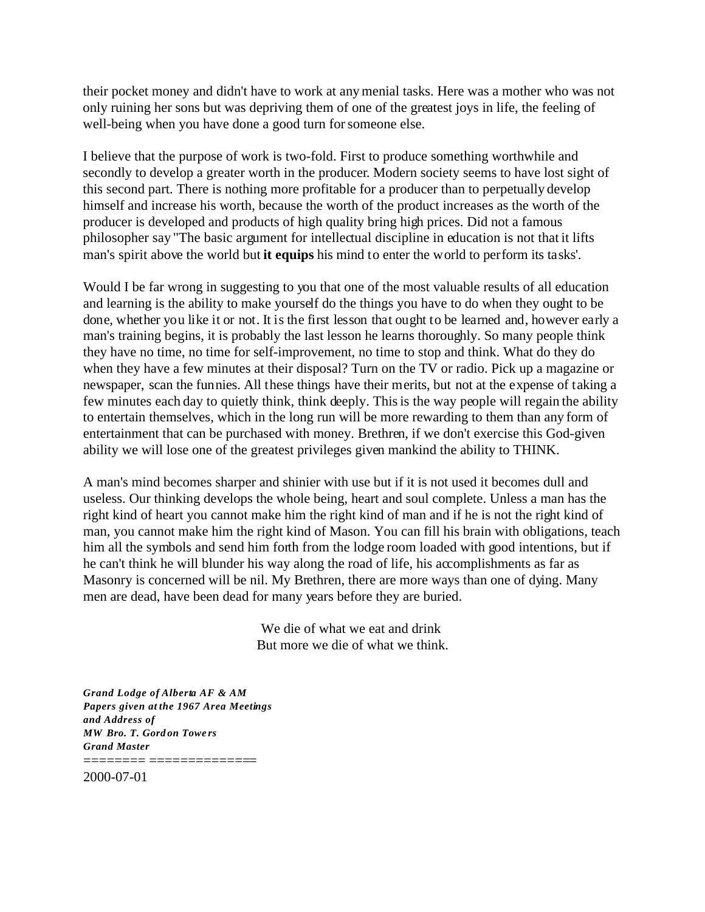their pocket money and didn't have to work at any menial tasks. Here was a mother who was not only ruining her sons but was depriving them of one of the greatest joys in life, the feeling of well-being when you have done a good turn for someone else.

I believe that the purpose of work is two-fold. First to produce something worthwhile and secondly to develop a greater worth in the producer. Modern society seems to have lost sight of this second part. There is nothing more profitable for a producer than to perpetually develop himself and increase his worth, because the worth of the product increases as the worth of the producer is developed and products of high quality bring high prices. Did not a famous philosopher say "The basic argument for intellectual discipline in education is not that it lifts man's spirit above the world but **it equips** his mind to enter the world to perform its tasks'.

Would I be far wrong in suggesting to you that one of the most valuable results of all education and learning is the ability to make yourself do the things you have to do when they ought to be done, whether you like it or not. It is the first lesson that ought to be learned and, however early a man's training begins, it is probably the last lesson he learns thoroughly. So many people think they have no time, no time for self-improvement, no time to stop and think. What do they do when they have a few minutes at their disposal? Turn on the TV or radio. Pick up a magazine or newspaper, scan the funnies. All these things have their merits, but not at the expense of taking a few minutes each day to quietly think, think deeply. This is the way people will regain the ability to entertain themselves, which in the long run will be more rewarding to them than any form of entertainment that can be purchased with money. Brethren, if we don't exercise this God-given ability we will lose one of the greatest privileges given mankind the ability to THINK.

A man's mind becomes sharper and shinier with use but if it is not used it becomes dull and useless. Our thinking develops the whole being, heart and soul complete. Unless a man has the right kind of heart you cannot make him the right kind of man and if he is not the right kind of man, you cannot make him the right kind of Mason. You can fill his brain with obligations, teach him all the symbols and send him forth from the lodge room loaded with good intentions, but if he can't think he will blunder his way along the road of life, his accomplishments as far as Masonry is concerned will be nil. My Brethren, there are more ways than one of dying. Many men are dead, have been dead for many years before they are buried.

We die of what we eat and drink
But more we die of what we think.

***Grand Lodge of Alberta AF & AM***
***Papers given at the 1967 Area Meetings***
***and Address of***
***MW Bro. T. Gordon Towers***
***Grand Master***

======== ==============

2000-07-01